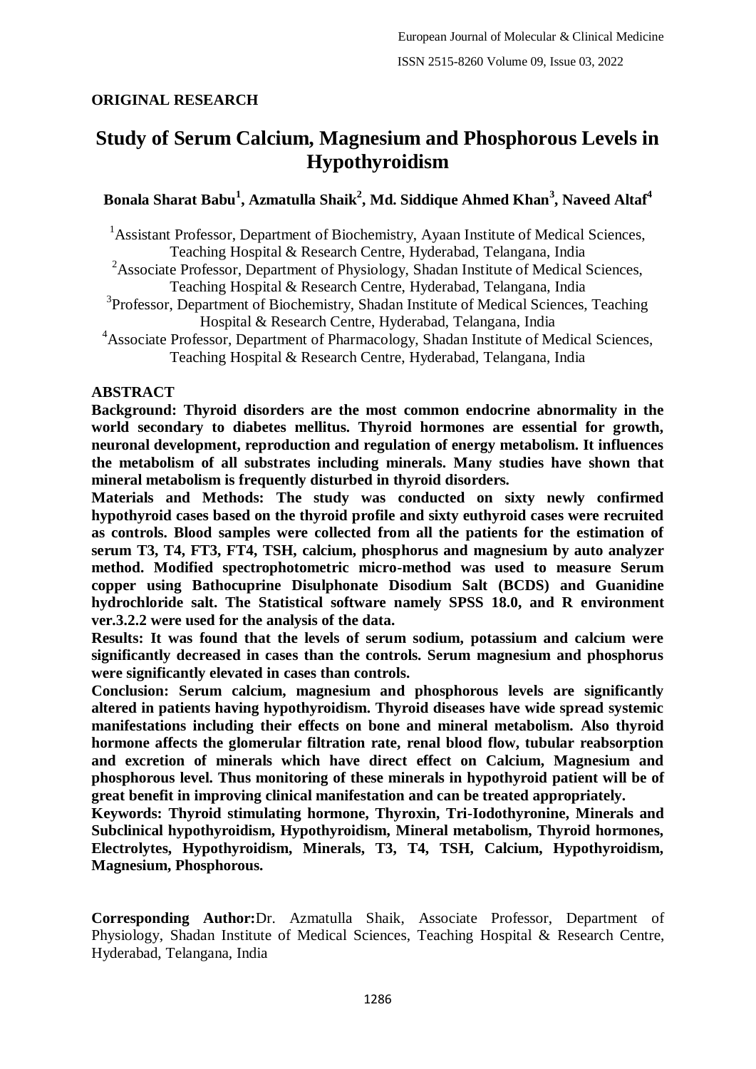**ORIGINAL RESEARCH**

# Study of Serum Calcium, Magnesium and Phosphorous Levels in Hypothyroidism

**Bonala Sharat Babu[1], Azmatulla Shaik[2], Md. Siddique Ahmed Khan[3], Naveed Altaf[4]**

[1]Assistant Professor, Department of Biochemistry, Ayaan Institute of Medical Sciences, Teaching Hospital & Research Centre, Hyderabad, Telangana, India

[2]Associate Professor, Department of Physiology, Shadan Institute of Medical Sciences, Teaching Hospital & Research Centre, Hyderabad, Telangana, India

[3]Professor, Department of Biochemistry, Shadan Institute of Medical Sciences, Teaching Hospital & Research Centre, Hyderabad, Telangana, India

[4]Associate Professor, Department of Pharmacology, Shadan Institute of Medical Sciences, Teaching Hospital & Research Centre, Hyderabad, Telangana, India

## ABSTRACT

**Background: Thyroid disorders are the most common endocrine abnormality in the world secondary to diabetes mellitus. Thyroid hormones are essential for growth, neuronal development, reproduction and regulation of energy metabolism. It influences the metabolism of all substrates including minerals. Many studies have shown that mineral metabolism is frequently disturbed in thyroid disorders.**

**Materials and Methods: The study was conducted on sixty newly confirmed hypothyroid cases based on the thyroid profile and sixty euthyroid cases were recruited as controls. Blood samples were collected from all the patients for the estimation of serum T3, T4, FT3, FT4, TSH, calcium, phosphorus and magnesium by auto analyzer method. Modified spectrophotometric micro-method was used to measure Serum copper using Bathocuprine Disulphonate Disodium Salt (BCDS) and Guanidine hydrochloride salt. The Statistical software namely SPSS 18.0, and R environment ver.3.2.2 were used for the analysis of the data.**

**Results: It was found that the levels of serum sodium, potassium and calcium were significantly decreased in cases than the controls. Serum magnesium and phosphorus were significantly elevated in cases than controls.**

**Conclusion: Serum calcium, magnesium and phosphorous levels are significantly altered in patients having hypothyroidism. Thyroid diseases have wide spread systemic manifestations including their effects on bone and mineral metabolism. Also thyroid hormone affects the glomerular filtration rate, renal blood flow, tubular reabsorption and excretion of minerals which have direct effect on Calcium, Magnesium and phosphorous level. Thus monitoring of these minerals in hypothyroid patient will be of great benefit in improving clinical manifestation and can be treated appropriately.**

**Keywords: Thyroid stimulating hormone, Thyroxin, Tri-Iodothyronine, Minerals and Subclinical hypothyroidism, Hypothyroidism, Mineral metabolism, Thyroid hormones, Electrolytes, Hypothyroidism, Minerals, T3, T4, TSH, Calcium, Hypothyroidism, Magnesium, Phosphorous.**

**Corresponding Author:** Dr. Azmatulla Shaik, Associate Professor, Department of Physiology, Shadan Institute of Medical Sciences, Teaching Hospital & Research Centre, Hyderabad, Telangana, India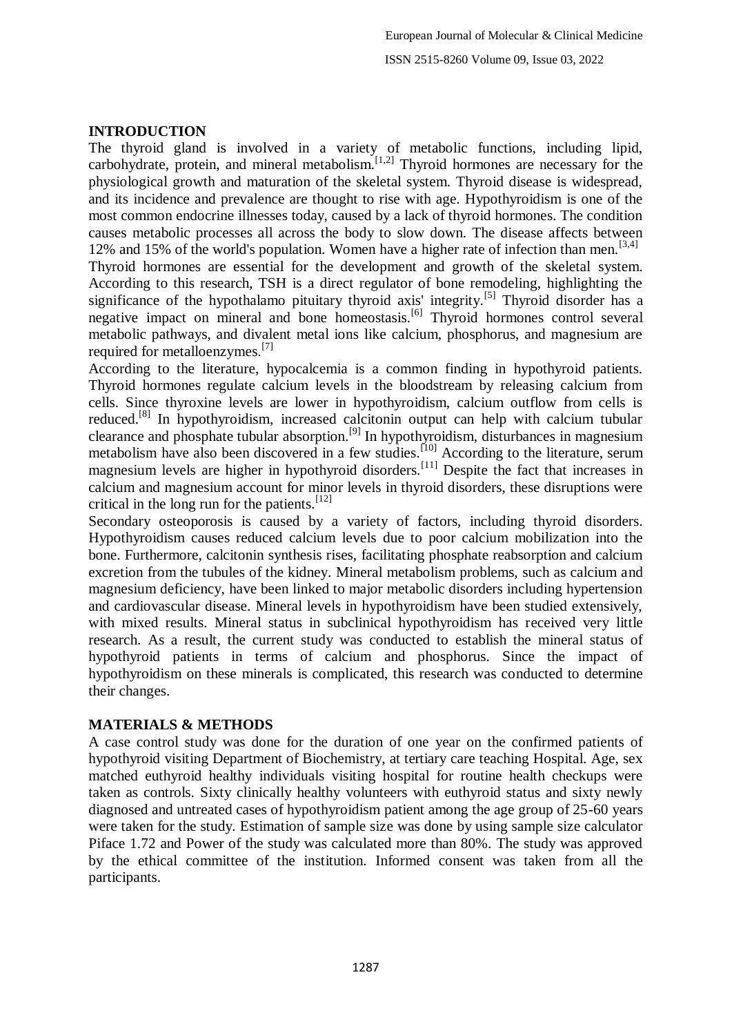## INTRODUCTION

The thyroid gland is involved in a variety of metabolic functions, including lipid, carbohydrate, protein, and mineral metabolism.[1,2] Thyroid hormones are necessary for the physiological growth and maturation of the skeletal system. Thyroid disease is widespread, and its incidence and prevalence are thought to rise with age. Hypothyroidism is one of the most common endocrine illnesses today, caused by a lack of thyroid hormones. The condition causes metabolic processes all across the body to slow down. The disease affects between 12% and 15% of the world's population. Women have a higher rate of infection than men.[3,4]

Thyroid hormones are essential for the development and growth of the skeletal system. According to this research, TSH is a direct regulator of bone remodeling, highlighting the significance of the hypothalamo pituitary thyroid axis' integrity.[5] Thyroid disorder has a negative impact on mineral and bone homeostasis.[6] Thyroid hormones control several metabolic pathways, and divalent metal ions like calcium, phosphorus, and magnesium are required for metalloenzymes.[7]

According to the literature, hypocalcemia is a common finding in hypothyroid patients. Thyroid hormones regulate calcium levels in the bloodstream by releasing calcium from cells. Since thyroxine levels are lower in hypothyroidism, calcium outflow from cells is reduced.[8] In hypothyroidism, increased calcitonin output can help with calcium tubular clearance and phosphate tubular absorption.[9] In hypothyroidism, disturbances in magnesium metabolism have also been discovered in a few studies.[10] According to the literature, serum magnesium levels are higher in hypothyroid disorders.[11] Despite the fact that increases in calcium and magnesium account for minor levels in thyroid disorders, these disruptions were critical in the long run for the patients.[12]

Secondary osteoporosis is caused by a variety of factors, including thyroid disorders. Hypothyroidism causes reduced calcium levels due to poor calcium mobilization into the bone. Furthermore, calcitonin synthesis rises, facilitating phosphate reabsorption and calcium excretion from the tubules of the kidney. Mineral metabolism problems, such as calcium and magnesium deficiency, have been linked to major metabolic disorders including hypertension and cardiovascular disease. Mineral levels in hypothyroidism have been studied extensively, with mixed results. Mineral status in subclinical hypothyroidism has received very little research. As a result, the current study was conducted to establish the mineral status of hypothyroid patients in terms of calcium and phosphorus. Since the impact of hypothyroidism on these minerals is complicated, this research was conducted to determine their changes.

## MATERIALS & METHODS

A case control study was done for the duration of one year on the confirmed patients of hypothyroid visiting Department of Biochemistry, at tertiary care teaching Hospital. Age, sex matched euthyroid healthy individuals visiting hospital for routine health checkups were taken as controls. Sixty clinically healthy volunteers with euthyroid status and sixty newly diagnosed and untreated cases of hypothyroidism patient among the age group of 25-60 years were taken for the study. Estimation of sample size was done by using sample size calculator Piface 1.72 and Power of the study was calculated more than 80%. The study was approved by the ethical committee of the institution. Informed consent was taken from all the participants.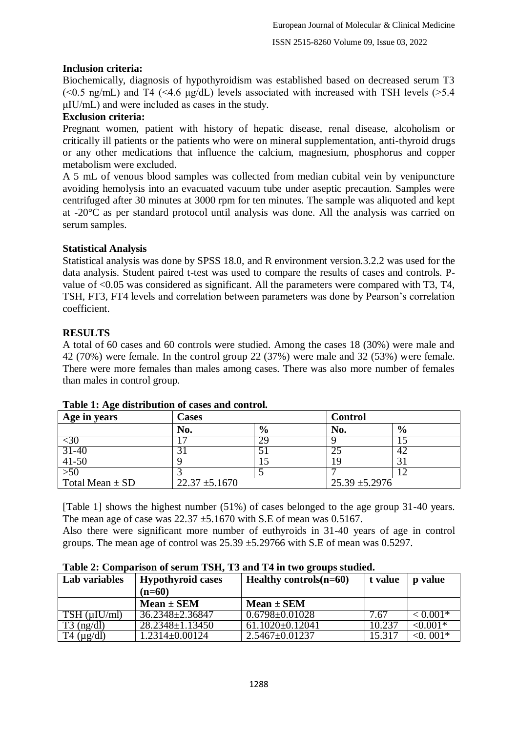**Inclusion criteria:**

Biochemically, diagnosis of hypothyroidism was established based on decreased serum T3 (<0.5 ng/mL) and T4 (<4.6 μg/dL) levels associated with increased with TSH levels (>5.4 μIU/mL) and were included as cases in the study.

**Exclusion criteria:**

Pregnant women, patient with history of hepatic disease, renal disease, alcoholism or critically ill patients or the patients who were on mineral supplementation, anti-thyroid drugs or any other medications that influence the calcium, magnesium, phosphorus and copper metabolism were excluded.

A 5 mL of venous blood samples was collected from median cubital vein by venipuncture avoiding hemolysis into an evacuated vacuum tube under aseptic precaution. Samples were centrifuged after 30 minutes at 3000 rpm for ten minutes. The sample was aliquoted and kept at -20°C as per standard protocol until analysis was done. All the analysis was carried on serum samples.

**Statistical Analysis**

Statistical analysis was done by SPSS 18.0, and R environment version.3.2.2 was used for the data analysis. Student paired t-test was used to compare the results of cases and controls. P-value of <0.05 was considered as significant. All the parameters were compared with T3, T4, TSH, FT3, FT4 levels and correlation between parameters was done by Pearson's correlation coefficient.

## RESULTS

A total of 60 cases and 60 controls were studied. Among the cases 18 (30%) were male and 42 (70%) were female. In the control group 22 (37%) were male and 32 (53%) were female. There were more females than males among cases. There was also more number of females than males in control group.

**Table 1: Age distribution of cases and control.**

| Age in years | Cases | | Control | |
|---|---|---|---|---|
| | **No.** | **%** | **No.** | **%** |
| <30 | 17 | 29 | 9 | 15 |
| 31-40 | 31 | 51 | 25 | 42 |
| 41-50 | 9 | 15 | 19 | 31 |
| >50 | 3 | 5 | 7 | 12 |
| Total Mean ± SD | 22.37 ±5.1670 | | 25.39 ±5.2976 | |

[Table 1] shows the highest number (51%) of cases belonged to the age group 31-40 years. The mean age of case was 22.37 ±5.1670 with S.E of mean was 0.5167.

Also there were significant more number of euthyroids in 31-40 years of age in control groups. The mean age of control was 25.39 ±5.29766 with S.E of mean was 0.5297.

**Table 2: Comparison of serum TSH, T3 and T4 in two groups studied.**

| Lab variables | Hypothyroid cases (n=60) | Healthy controls(n=60) | t value | p value |
|---|---|---|---|---|
| | **Mean ± SEM** | **Mean ± SEM** | | |
| TSH (μIU/ml) | 36.2348±2.36847 | 0.6798±0.01028 | 7.67 | < 0.001* |
| T3 (ng/dl) | 28.2348±1.13450 | 61.1020±0.12041 | 10.237 | <0.001* |
| T4 (μg/dl) | 1.2314±0.00124 | 2.5467±0.01237 | 15.317 | <0. 001* |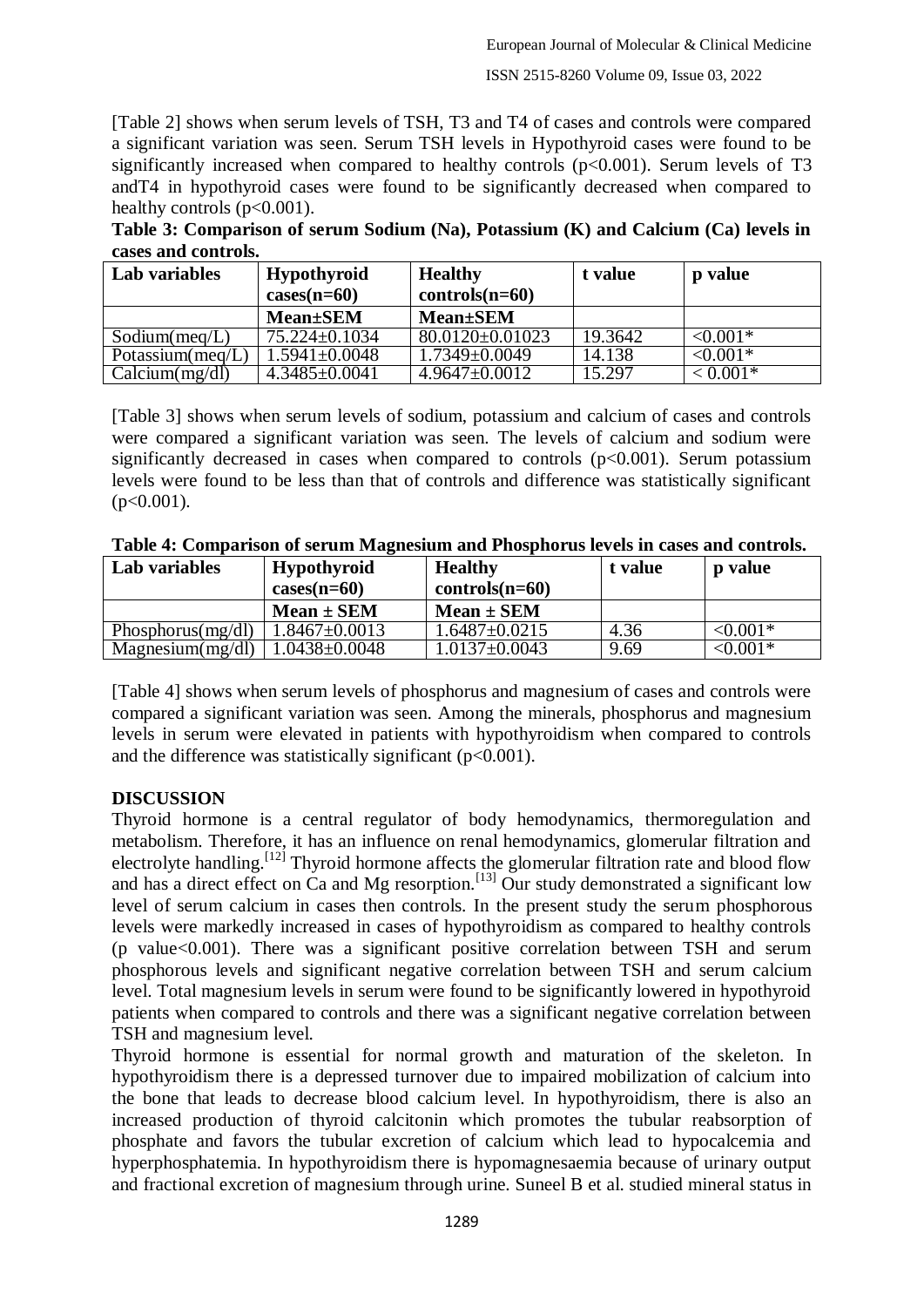[Table 2] shows when serum levels of TSH, T3 and T4 of cases and controls were compared a significant variation was seen. Serum TSH levels in Hypothyroid cases were found to be significantly increased when compared to healthy controls ($p<0.001$). Serum levels of T3 andT4 in hypothyroid cases were found to be significantly decreased when compared to healthy controls ($p<0.001$).

**Table 3: Comparison of serum Sodium (Na), Potassium (K) and Calcium (Ca) levels in cases and controls.**

| Lab variables | Hypothyroid cases(n=60) | Healthy controls(n=60) | t value | p value |
|---|---|---|---|---|
| | **Mean±SEM** | **Mean±SEM** | | |
| Sodium(meq/L) | 75.224±0.1034 | 80.0120±0.01023 | 19.3642 | <0.001* |
| Potassium(meq/L) | 1.5941±0.0048 | 1.7349±0.0049 | 14.138 | <0.001* |
| Calcium(mg/dl) | 4.3485±0.0041 | 4.9647±0.0012 | 15.297 | < 0.001* |

[Table 3] shows when serum levels of sodium, potassium and calcium of cases and controls were compared a significant variation was seen. The levels of calcium and sodium were significantly decreased in cases when compared to controls ($p<0.001$). Serum potassium levels were found to be less than that of controls and difference was statistically significant ($p<0.001$).

**Table 4: Comparison of serum Magnesium and Phosphorus levels in cases and controls.**

| Lab variables | Hypothyroid cases(n=60) | Healthy controls(n=60) | t value | p value |
|---|---|---|---|---|
| | **Mean ± SEM** | **Mean ± SEM** | | |
| Phosphorus(mg/dl) | 1.8467±0.0013 | 1.6487±0.0215 | 4.36 | <0.001* |
| Magnesium(mg/dl) | 1.0438±0.0048 | 1.0137±0.0043 | 9.69 | <0.001* |

[Table 4] shows when serum levels of phosphorus and magnesium of cases and controls were compared a significant variation was seen. Among the minerals, phosphorus and magnesium levels in serum were elevated in patients with hypothyroidism when compared to controls and the difference was statistically significant ($p<0.001$).

## DISCUSSION

Thyroid hormone is a central regulator of body hemodynamics, thermoregulation and metabolism. Therefore, it has an influence on renal hemodynamics, glomerular filtration and electrolyte handling.[12] Thyroid hormone affects the glomerular filtration rate and blood flow and has a direct effect on Ca and Mg resorption.[13] Our study demonstrated a significant low level of serum calcium in cases then controls. In the present study the serum phosphorous levels were markedly increased in cases of hypothyroidism as compared to healthy controls (p value<0.001). There was a significant positive correlation between TSH and serum phosphorous levels and significant negative correlation between TSH and serum calcium level. Total magnesium levels in serum were found to be significantly lowered in hypothyroid patients when compared to controls and there was a significant negative correlation between TSH and magnesium level.

Thyroid hormone is essential for normal growth and maturation of the skeleton. In hypothyroidism there is a depressed turnover due to impaired mobilization of calcium into the bone that leads to decrease blood calcium level. In hypothyroidism, there is also an increased production of thyroid calcitonin which promotes the tubular reabsorption of phosphate and favors the tubular excretion of calcium which lead to hypocalcemia and hyperphosphatemia. In hypothyroidism there is hypomagnesaemia because of urinary output and fractional excretion of magnesium through urine. Suneel B et al. studied mineral status in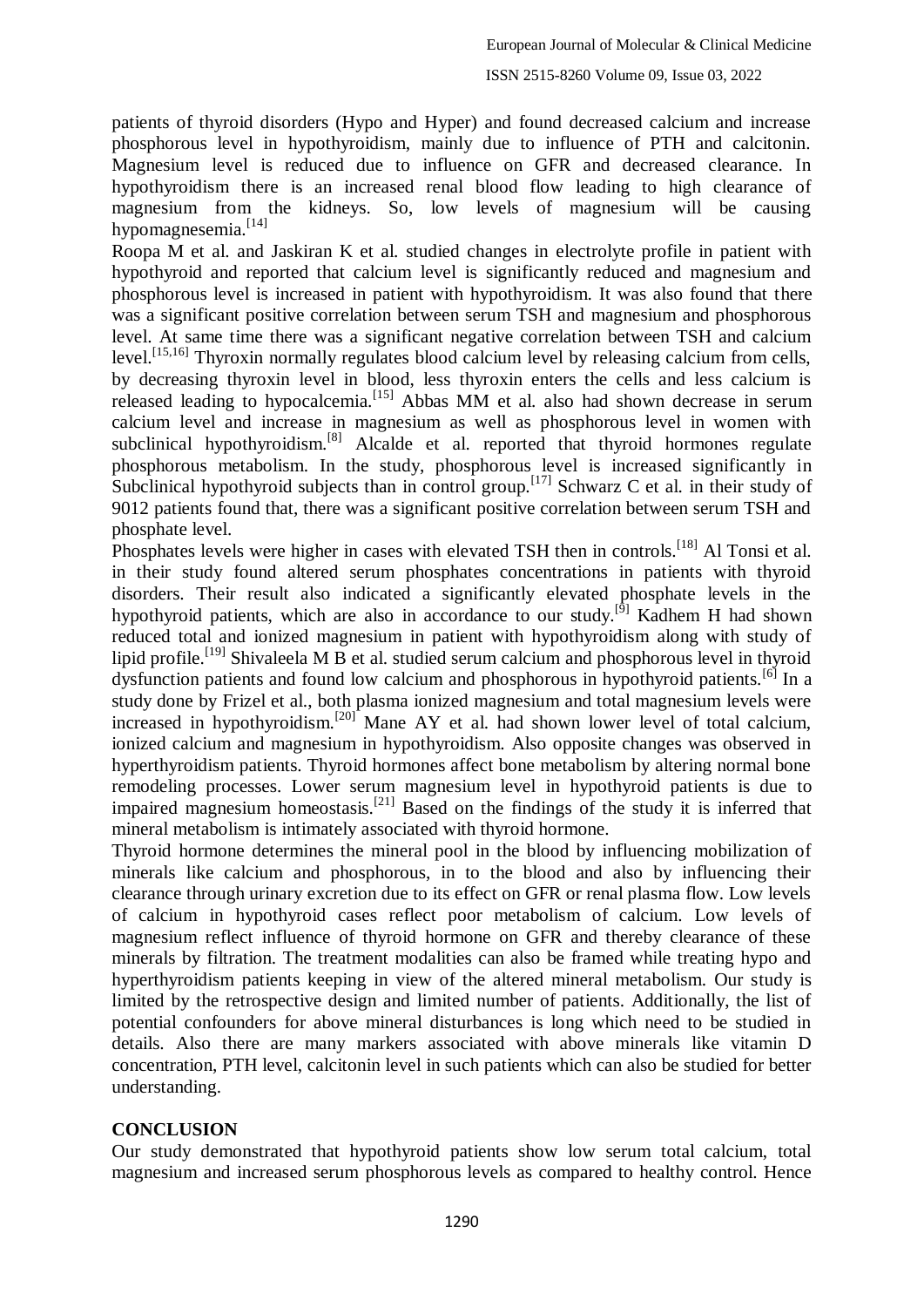patients of thyroid disorders (Hypo and Hyper) and found decreased calcium and increase phosphorous level in hypothyroidism, mainly due to influence of PTH and calcitonin. Magnesium level is reduced due to influence on GFR and decreased clearance. In hypothyroidism there is an increased renal blood flow leading to high clearance of magnesium from the kidneys. So, low levels of magnesium will be causing hypomagnesemia.[14]

Roopa M et al. and Jaskiran K et al. studied changes in electrolyte profile in patient with hypothyroid and reported that calcium level is significantly reduced and magnesium and phosphorous level is increased in patient with hypothyroidism. It was also found that there was a significant positive correlation between serum TSH and magnesium and phosphorous level. At same time there was a significant negative correlation between TSH and calcium level.[15,16] Thyroxin normally regulates blood calcium level by releasing calcium from cells, by decreasing thyroxin level in blood, less thyroxin enters the cells and less calcium is released leading to hypocalcemia.[15] Abbas MM et al. also had shown decrease in serum calcium level and increase in magnesium as well as phosphorous level in women with subclinical hypothyroidism.[8] Alcalde et al. reported that thyroid hormones regulate phosphorous metabolism. In the study, phosphorous level is increased significantly in Subclinical hypothyroid subjects than in control group.[17] Schwarz C et al. in their study of 9012 patients found that, there was a significant positive correlation between serum TSH and phosphate level.

Phosphates levels were higher in cases with elevated TSH then in controls.[18] Al Tonsi et al. in their study found altered serum phosphates concentrations in patients with thyroid disorders. Their result also indicated a significantly elevated phosphate levels in the hypothyroid patients, which are also in accordance to our study.[9] Kadhem H had shown reduced total and ionized magnesium in patient with hypothyroidism along with study of lipid profile.[19] Shivaleela M B et al. studied serum calcium and phosphorous level in thyroid dysfunction patients and found low calcium and phosphorous in hypothyroid patients.[6] In a study done by Frizel et al., both plasma ionized magnesium and total magnesium levels were increased in hypothyroidism.[20] Mane AY et al. had shown lower level of total calcium, ionized calcium and magnesium in hypothyroidism. Also opposite changes was observed in hyperthyroidism patients. Thyroid hormones affect bone metabolism by altering normal bone remodeling processes. Lower serum magnesium level in hypothyroid patients is due to impaired magnesium homeostasis.[21] Based on the findings of the study it is inferred that mineral metabolism is intimately associated with thyroid hormone.

Thyroid hormone determines the mineral pool in the blood by influencing mobilization of minerals like calcium and phosphorous, in to the blood and also by influencing their clearance through urinary excretion due to its effect on GFR or renal plasma flow. Low levels of calcium in hypothyroid cases reflect poor metabolism of calcium. Low levels of magnesium reflect influence of thyroid hormone on GFR and thereby clearance of these minerals by filtration. The treatment modalities can also be framed while treating hypo and hyperthyroidism patients keeping in view of the altered mineral metabolism. Our study is limited by the retrospective design and limited number of patients. Additionally, the list of potential confounders for above mineral disturbances is long which need to be studied in details. Also there are many markers associated with above minerals like vitamin D concentration, PTH level, calcitonin level in such patients which can also be studied for better understanding.

## CONCLUSION

Our study demonstrated that hypothyroid patients show low serum total calcium, total magnesium and increased serum phosphorous levels as compared to healthy control. Hence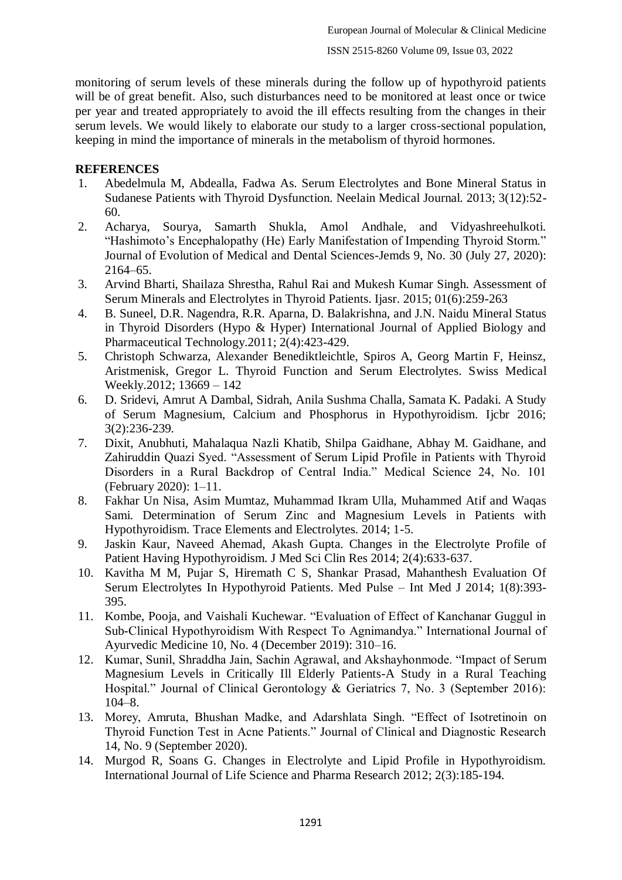monitoring of serum levels of these minerals during the follow up of hypothyroid patients will be of great benefit. Also, such disturbances need to be monitored at least once or twice per year and treated appropriately to avoid the ill effects resulting from the changes in their serum levels. We would likely to elaborate our study to a larger cross-sectional population, keeping in mind the importance of minerals in the metabolism of thyroid hormones.

## REFERENCES

1. Abedelmula M, Abdealla, Fadwa As. Serum Electrolytes and Bone Mineral Status in Sudanese Patients with Thyroid Dysfunction. Neelain Medical Journal. 2013; 3(12):52-60.
2. Acharya, Sourya, Samarth Shukla, Amol Andhale, and Vidyashreehulkoti. "Hashimoto's Encephalopathy (He) Early Manifestation of Impending Thyroid Storm." Journal of Evolution of Medical and Dental Sciences-Jemds 9, No. 30 (July 27, 2020): 2164–65.
3. Arvind Bharti, Shailaza Shrestha, Rahul Rai and Mukesh Kumar Singh. Assessment of Serum Minerals and Electrolytes in Thyroid Patients. Ijasr. 2015; 01(6):259-263
4. B. Suneel, D.R. Nagendra, R.R. Aparna, D. Balakrishna, and J.N. Naidu Mineral Status in Thyroid Disorders (Hypo & Hyper) International Journal of Applied Biology and Pharmaceutical Technology.2011; 2(4):423-429.
5. Christoph Schwarza, Alexander Benediktleichtle, Spiros A, Georg Martin F, Heinsz, Aristmenisk, Gregor L. Thyroid Function and Serum Electrolytes. Swiss Medical Weekly.2012; 13669 – 142
6. D. Sridevi, Amrut A Dambal, Sidrah, Anila Sushma Challa, Samata K. Padaki. A Study of Serum Magnesium, Calcium and Phosphorus in Hypothyroidism. Ijcbr 2016; 3(2):236-239.
7. Dixit, Anubhuti, Mahalaqua Nazli Khatib, Shilpa Gaidhane, Abhay M. Gaidhane, and Zahiruddin Quazi Syed. "Assessment of Serum Lipid Profile in Patients with Thyroid Disorders in a Rural Backdrop of Central India." Medical Science 24, No. 101 (February 2020): 1–11.
8. Fakhar Un Nisa, Asim Mumtaz, Muhammad Ikram Ulla, Muhammed Atif and Waqas Sami. Determination of Serum Zinc and Magnesium Levels in Patients with Hypothyroidism. Trace Elements and Electrolytes. 2014; 1-5.
9. Jaskin Kaur, Naveed Ahemad, Akash Gupta. Changes in the Electrolyte Profile of Patient Having Hypothyroidism. J Med Sci Clin Res 2014; 2(4):633-637.
10. Kavitha M M, Pujar S, Hiremath C S, Shankar Prasad, Mahanthesh Evaluation Of Serum Electrolytes In Hypothyroid Patients. Med Pulse – Int Med J 2014; 1(8):393-395.
11. Kombe, Pooja, and Vaishali Kuchewar. "Evaluation of Effect of Kanchanar Guggul in Sub-Clinical Hypothyroidism With Respect To Agnimandya." International Journal of Ayurvedic Medicine 10, No. 4 (December 2019): 310–16.
12. Kumar, Sunil, Shraddha Jain, Sachin Agrawal, and Akshayhonmode. "Impact of Serum Magnesium Levels in Critically Ill Elderly Patients-A Study in a Rural Teaching Hospital." Journal of Clinical Gerontology & Geriatrics 7, No. 3 (September 2016): 104–8.
13. Morey, Amruta, Bhushan Madke, and Adarshlata Singh. "Effect of Isotretinoin on Thyroid Function Test in Acne Patients." Journal of Clinical and Diagnostic Research 14, No. 9 (September 2020).
14. Murgod R, Soans G. Changes in Electrolyte and Lipid Profile in Hypothyroidism. International Journal of Life Science and Pharma Research 2012; 2(3):185-194.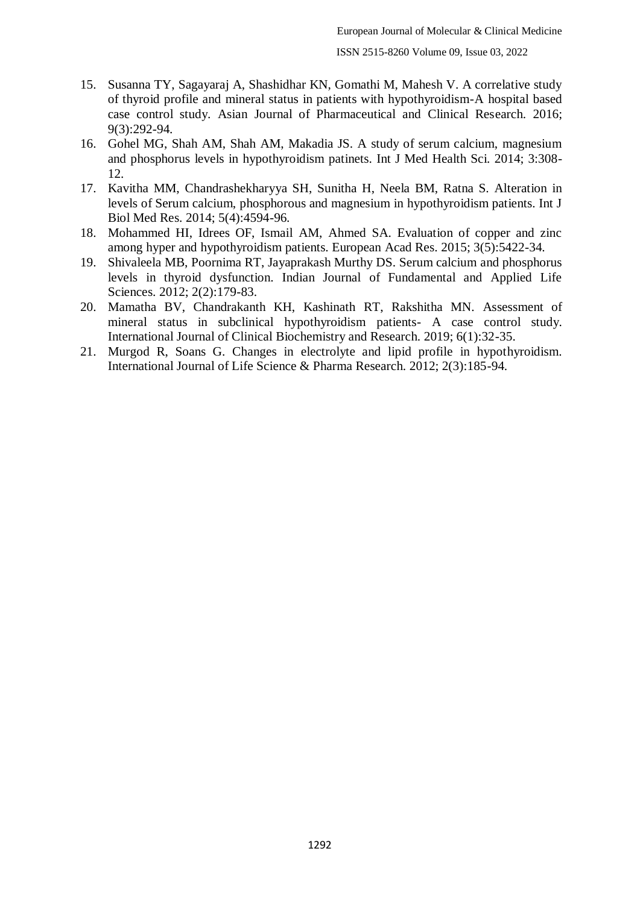15. Susanna TY, Sagayaraj A, Shashidhar KN, Gomathi M, Mahesh V. A correlative study of thyroid profile and mineral status in patients with hypothyroidism-A hospital based case control study. Asian Journal of Pharmaceutical and Clinical Research. 2016; 9(3):292-94.
16. Gohel MG, Shah AM, Shah AM, Makadia JS. A study of serum calcium, magnesium and phosphorus levels in hypothyroidism patinets. Int J Med Health Sci. 2014; 3:308-12.
17. Kavitha MM, Chandrashekharyya SH, Sunitha H, Neela BM, Ratna S. Alteration in levels of Serum calcium, phosphorous and magnesium in hypothyroidism patients. Int J Biol Med Res. 2014; 5(4):4594-96.
18. Mohammed HI, Idrees OF, Ismail AM, Ahmed SA. Evaluation of copper and zinc among hyper and hypothyroidism patients. European Acad Res. 2015; 3(5):5422-34.
19. Shivaleela MB, Poornima RT, Jayaprakash Murthy DS. Serum calcium and phosphorus levels in thyroid dysfunction. Indian Journal of Fundamental and Applied Life Sciences. 2012; 2(2):179-83.
20. Mamatha BV, Chandrakanth KH, Kashinath RT, Rakshitha MN. Assessment of mineral status in subclinical hypothyroidism patients- A case control study. International Journal of Clinical Biochemistry and Research. 2019; 6(1):32-35.
21. Murgod R, Soans G. Changes in electrolyte and lipid profile in hypothyroidism. International Journal of Life Science & Pharma Research. 2012; 2(3):185-94.